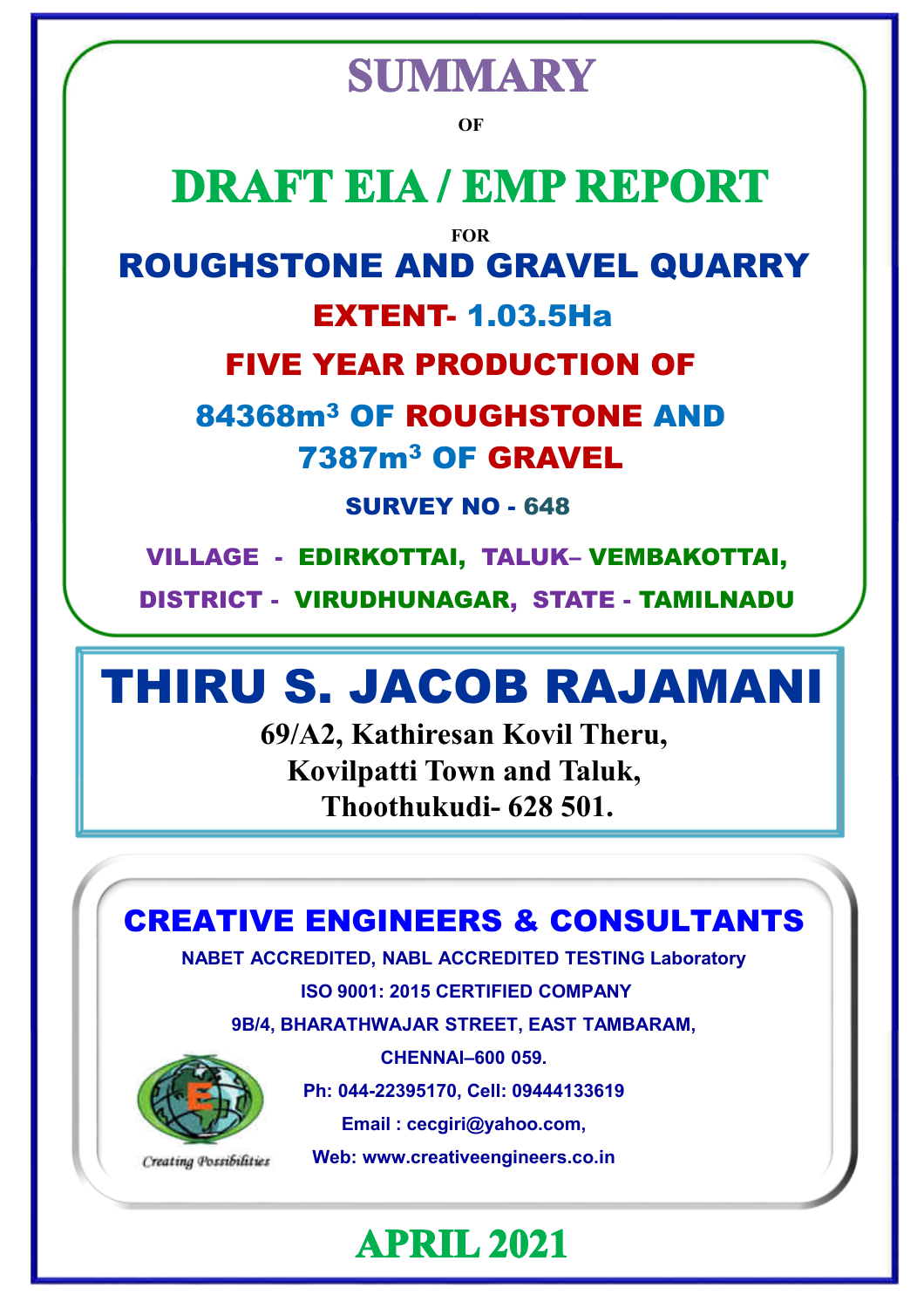# SUMMARY

OF

# DRAFT EIA / EMP REPORT

FOR

## ROUGHSTONE AND GRAVEL QUARRY

**EXTENT- 1.03.5Ha**

**FIVE YEAR PRODUCTION OF**

**84368m$^3$ OF ROUGHSTONE AND 7387m$^3$ OF GRAVEL**

**SURVEY NO - 648**

**VILLAGE - EDIRKOTTAI, TALUK– VEMBAKOTTAI,**

**DISTRICT - VIRUDHUNAGAR, STATE - TAMILNADU**

# THIRU S. JACOB RAJAMANI

**69/A2, Kathiresan Kovil Theru,**
**Kovilpatti Town and Taluk,**
**Thoothukudi- 628 501.**

## CREATIVE ENGINEERS & CONSULTANTS

NABET ACCREDITED, NABL ACCREDITED TESTING Laboratory

ISO 9001: 2015 CERTIFIED COMPANY

9B/4, BHARATHWAJAR STREET, EAST TAMBARAM,

CHENNAI–600 059.

Ph: 044-22395170, Cell: 09444133619

Email : cecgiri@yahoo.com,

Web: www.creativeengineers.co.in

*Creating Possibilities*

## APRIL 2021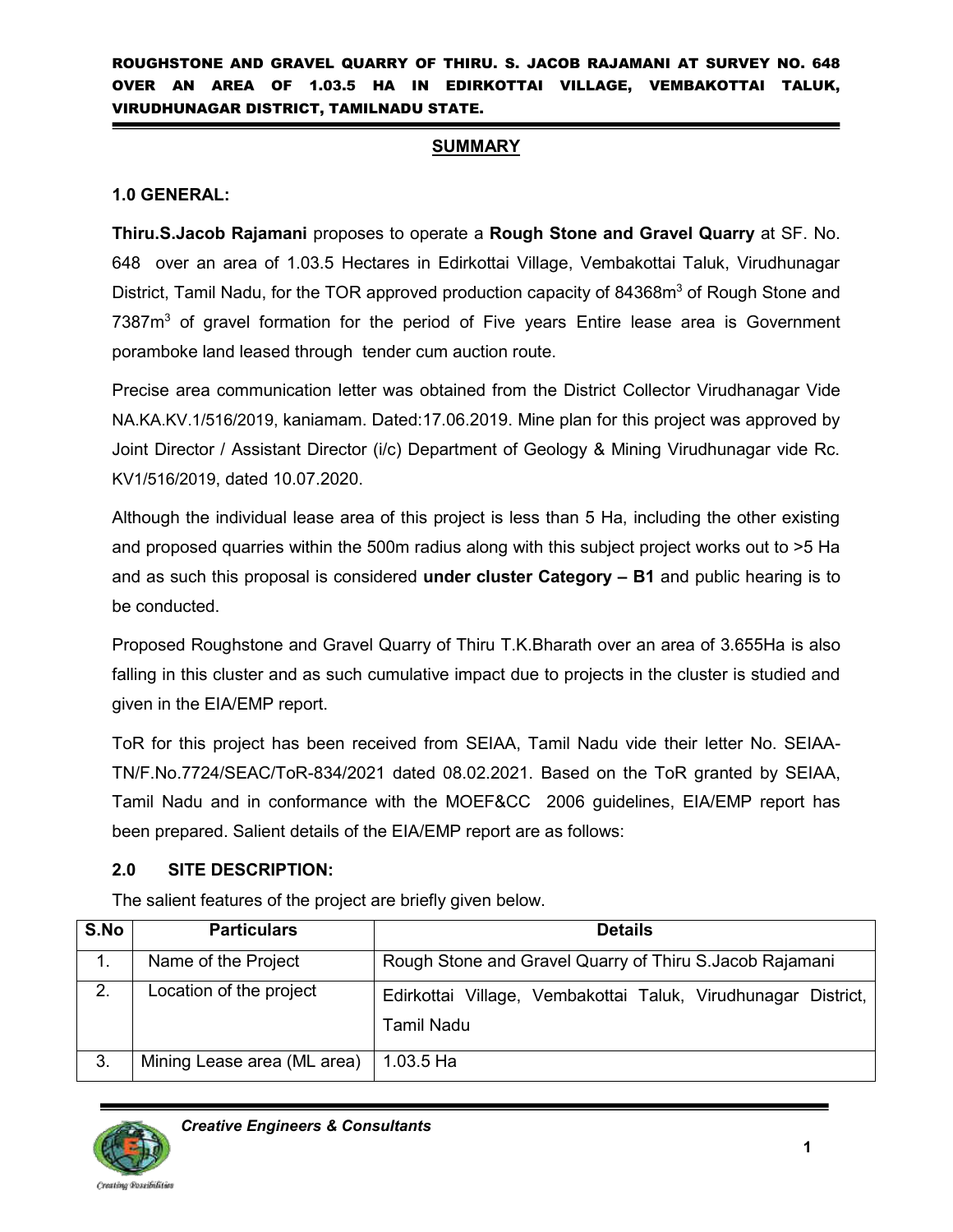## SUMMARY

### 1.0 GENERAL:

**Thiru.S.Jacob Rajamani** proposes to operate a **Rough Stone and Gravel Quarry** at SF. No. 648 over an area of 1.03.5 Hectares in Edirkottai Village, Vembakottai Taluk, Virudhunagar District, Tamil Nadu, for the TOR approved production capacity of 84368m$^3$ of Rough Stone and 7387m$^3$ of gravel formation for the period of Five years Entire lease area is Government poramboke land leased through tender cum auction route.

Precise area communication letter was obtained from the District Collector Virudhanagar Vide NA.KA.KV.1/516/2019, kaniamam. Dated:17.06.2019. Mine plan for this project was approved by Joint Director / Assistant Director (i/c) Department of Geology & Mining Virudhunagar vide Rc. KV1/516/2019, dated 10.07.2020.

Although the individual lease area of this project is less than 5 Ha, including the other existing and proposed quarries within the 500m radius along with this subject project works out to >5 Ha and as such this proposal is considered **under cluster Category – B1** and public hearing is to be conducted.

Proposed Roughstone and Gravel Quarry of Thiru T.K.Bharath over an area of 3.655Ha is also falling in this cluster and as such cumulative impact due to projects in the cluster is studied and given in the EIA/EMP report.

ToR for this project has been received from SEIAA, Tamil Nadu vide their letter No. SEIAA-TN/F.No.7724/SEAC/ToR-834/2021 dated 08.02.2021. Based on the ToR granted by SEIAA, Tamil Nadu and in conformance with the MOEF&CC 2006 guidelines, EIA/EMP report has been prepared. Salient details of the EIA/EMP report are as follows:

### 2.0 SITE DESCRIPTION:

The salient features of the project are briefly given below.

| S.No | Particulars | Details |
|---|---|---|
| 1. | Name of the Project | Rough Stone and Gravel Quarry of Thiru S.Jacob Rajamani |
| 2. | Location of the project | Edirkottai Village, Vembakottai Taluk, Virudhunagar District, Tamil Nadu |
| 3. | Mining Lease area (ML area) | 1.03.5 Ha |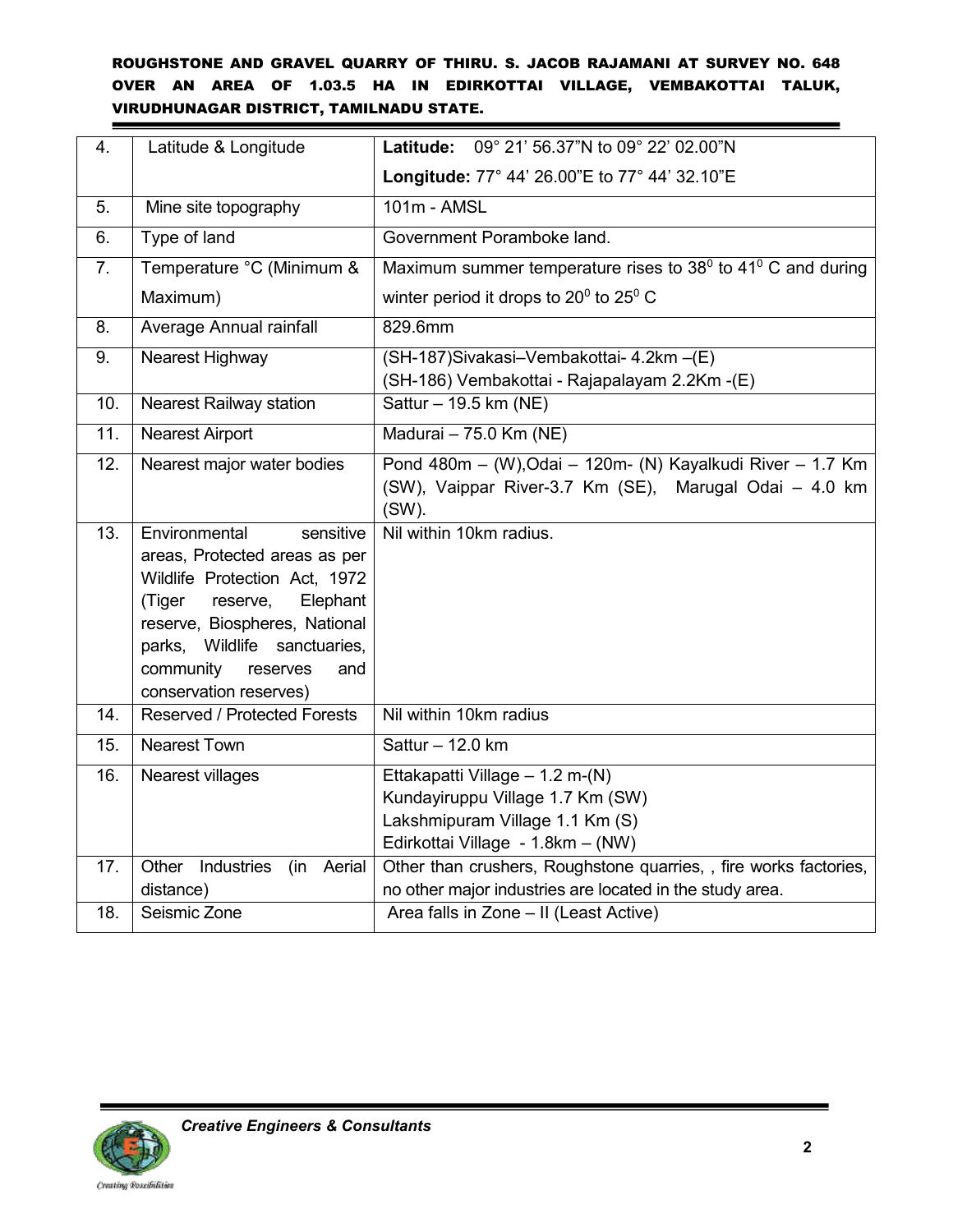| 4. | Latitude & Longitude | **Latitude:** 09° 21' 56.37"N to 09° 22' 02.00"N<br>**Longitude:** 77° 44' 26.00"E to 77° 44' 32.10"E |
|---|---|---|
| 5. | Mine site topography | 101m - AMSL |
| 6. | Type of land | Government Poramboke land. |
| 7. | Temperature °C (Minimum & Maximum) | Maximum summer temperature rises to $38^0$ to $41^0$ C and during winter period it drops to $20^0$ to $25^0$ C |
| 8. | Average Annual rainfall | 829.6mm |
| 9. | Nearest Highway | (SH-187)Sivakasi–Vembakottai- 4.2km –(E)<br>(SH-186) Vembakottai - Rajapalayam 2.2Km -(E) |
| 10. | Nearest Railway station | Sattur – 19.5 km (NE) |
| 11. | Nearest Airport | Madurai – 75.0 Km (NE) |
| 12. | Nearest major water bodies | Pond 480m – (W),Odai – 120m- (N) Kayalkudi River – 1.7 Km (SW), Vaippar River-3.7 Km (SE), Marugal Odai – 4.0 km (SW). |
| 13. | Environmental sensitive areas, Protected areas as per Wildlife Protection Act, 1972 (Tiger reserve, Elephant reserve, Biospheres, National parks, Wildlife sanctuaries, community reserves and conservation reserves) | Nil within 10km radius. |
| 14. | Reserved / Protected Forests | Nil within 10km radius |
| 15. | Nearest Town | Sattur – 12.0 km |
| 16. | Nearest villages | Ettakapatti Village – 1.2 m-(N)<br>Kundayiruppu Village 1.7 Km (SW)<br>Lakshmipuram Village 1.1 Km (S)<br>Edirkottai Village - 1.8km – (NW) |
| 17. | Other Industries (in Aerial distance) | Other than crushers, Roughstone quarries, , fire works factories, no other major industries are located in the study area. |
| 18. | Seismic Zone | Area falls in Zone – II (Least Active) |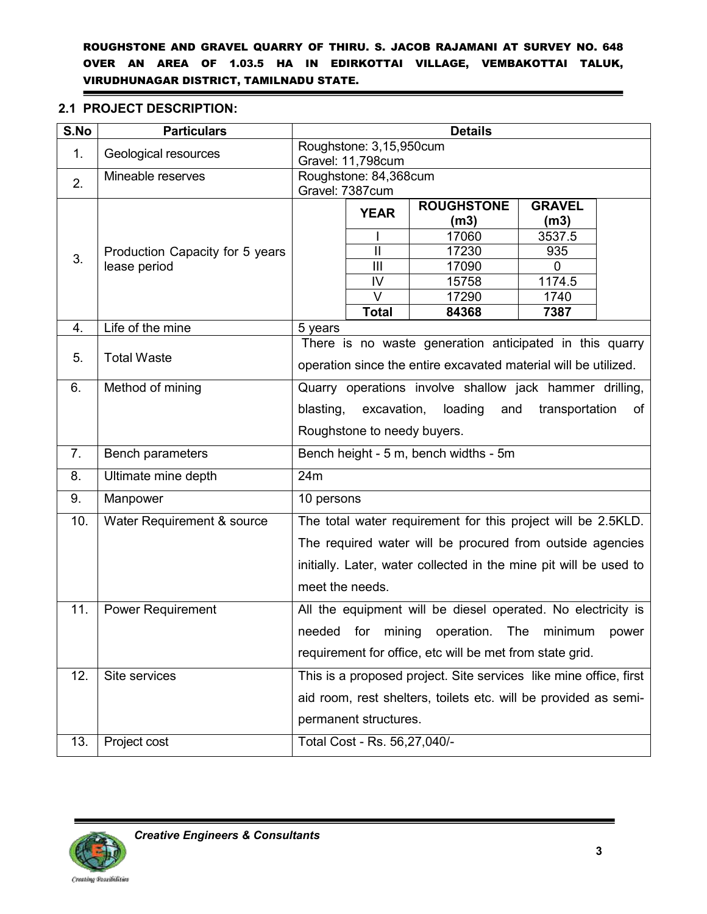## 2.1 PROJECT DESCRIPTION:

| S.No | Particulars | Details |
|---|---|---|
| 1. | Geological resources | Roughstone: 3,15,950cum<br>Gravel: 11,798cum |
| 2. | Mineable reserves | Roughstone: 84,368cum<br>Gravel: 7387cum |
| 3. | Production Capacity for 5 years lease period | **YEAR** / **ROUGHSTONE (m3)** / **GRAVEL (m3)**<br>I / 17060 / 3537.5<br>II / 17230 / 935<br>III / 17090 / 0<br>IV / 15758 / 1174.5<br>V / 17290 / 1740<br>**Total** / **84368** / **7387** |
| 4. | Life of the mine | 5 years |
| 5. | Total Waste | There is no waste generation anticipated in this quarry operation since the entire excavated material will be utilized. |
| 6. | Method of mining | Quarry operations involve shallow jack hammer drilling, blasting, excavation, loading and transportation of Roughstone to needy buyers. |
| 7. | Bench parameters | Bench height - 5 m, bench widths - 5m |
| 8. | Ultimate mine depth | 24m |
| 9. | Manpower | 10 persons |
| 10. | Water Requirement & source | The total water requirement for this project will be 2.5KLD. The required water will be procured from outside agencies initially. Later, water collected in the mine pit will be used to meet the needs. |
| 11. | Power Requirement | All the equipment will be diesel operated. No electricity is needed for mining operation. The minimum power requirement for office, etc will be met from state grid. |
| 12. | Site services | This is a proposed project. Site services like mine office, first aid room, rest shelters, toilets etc. will be provided as semi-permanent structures. |
| 13. | Project cost | Total Cost - Rs. 56,27,040/- |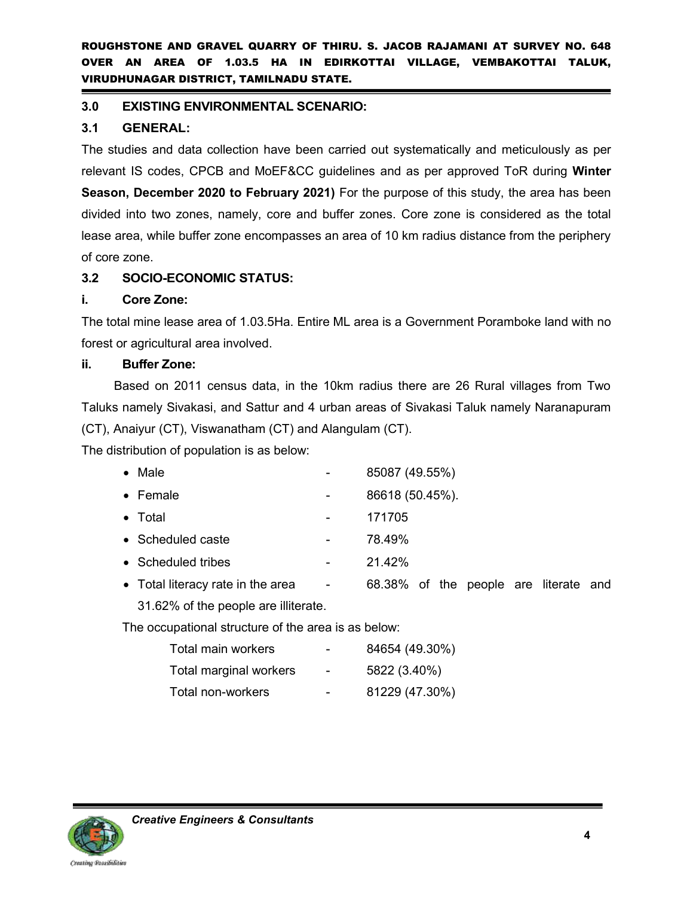## 3.0 EXISTING ENVIRONMENTAL SCENARIO:

### 3.1 GENERAL:

The studies and data collection have been carried out systematically and meticulously as per relevant IS codes, CPCB and MoEF&CC guidelines and as per approved ToR during **Winter Season, December 2020 to February 2021)** For the purpose of this study, the area has been divided into two zones, namely, core and buffer zones. Core zone is considered as the total lease area, while buffer zone encompasses an area of 10 km radius distance from the periphery of core zone.

### 3.2 SOCIO-ECONOMIC STATUS:

#### i. Core Zone:

The total mine lease area of 1.03.5Ha. Entire ML area is a Government Poramboke land with no forest or agricultural area involved.

#### ii. Buffer Zone:

Based on 2011 census data, in the 10km radius there are 26 Rural villages from Two Taluks namely Sivakasi, and Sattur and 4 urban areas of Sivakasi Taluk namely Naranapuram (CT), Anaiyur (CT), Viswanatham (CT) and Alangulam (CT).

The distribution of population is as below:

- Male - 85087 (49.55%)
- Female - 86618 (50.45%).
- Total - 171705
- Scheduled caste - 78.49%
- Scheduled tribes - 21.42%
- Total literacy rate in the area - 68.38% of the people are literate and 31.62% of the people are illiterate.

The occupational structure of the area is as below:

| | | |
|---|---|---|
| Total main workers | - | 84654 (49.30%) |
| Total marginal workers | - | 5822 (3.40%) |
| Total non-workers | - | 81229 (47.30%) |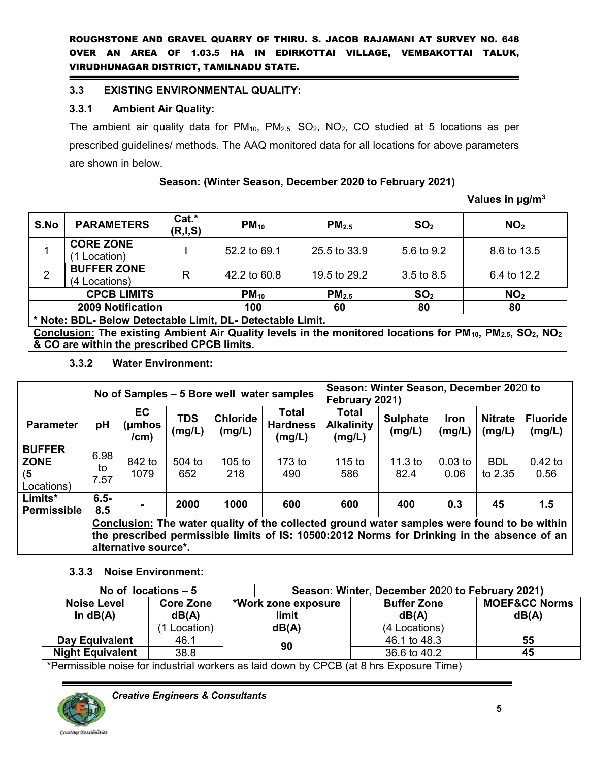### 3.3 EXISTING ENVIRONMENTAL QUALITY:

#### 3.3.1 Ambient Air Quality:

The ambient air quality data for $PM_{10}$, $PM_{2.5}$, $SO_2$, $NO_2$, CO studied at 5 locations as per prescribed guidelines/ methods. The AAQ monitored data for all locations for above parameters are shown in below.

**Season: (Winter Season, December 2020 to February 2021)**

**Values in µg/m³**

| S.No | PARAMETERS | Cat.* (R,I,S) | $PM_{10}$ | $PM_{2.5}$ | $SO_2$ | $NO_2$ |
|---|---|---|---|---|---|---|
| 1 | **CORE ZONE** (1 Location) | I | 52.2 to 69.1 | 25.5 to 33.9 | 5.6 to 9.2 | 8.6 to 13.5 |
| 2 | **BUFFER ZONE** (4 Locations) | R | 42.2 to 60.8 | 19.5 to 29.2 | 3.5 to 8.5 | 6.4 to 12.2 |
| **CPCB LIMITS** | | | **$PM_{10}$** | **$PM_{2.5}$** | **$SO_2$** | **$NO_2$** |
| **2009 Notification** | | | **100** | **60** | **80** | **80** |
| **\* Note: BDL- Below Detectable Limit, DL- Detectable Limit.** | | | | | | |
| **Conclusion: The existing Ambient Air Quality levels in the monitored locations for $PM_{10}$, $PM_{2.5}$, $SO_2$, $NO_2$ & CO are within the prescribed CPCB limits.** | | | | | | |

#### 3.3.2 Water Environment:

| | No of Samples – 5 Bore well water samples | | | | | Season: Winter Season, December 2020 to February 2021) | | | | |
|---|---|---|---|---|---|---|---|---|---|---|
| **Parameter** | **pH** | **EC (µmhos /cm)** | **TDS (mg/L)** | **Chloride (mg/L)** | **Total Hardness (mg/L)** | **Total Alkalinity (mg/L)** | **Sulphate (mg/L)** | **Iron (mg/L)** | **Nitrate (mg/L)** | **Fluoride (mg/L)** |
| **BUFFER ZONE** (**5** Locations) | 6.98 to 7.57 | 842 to 1079 | 504 to 652 | 105 to 218 | 173 to 490 | 115 to 586 | 11.3 to 82.4 | 0.03 to 0.06 | BDL to 2.35 | 0.42 to 0.56 |
| **Limits\* Permissible** | **6.5-8.5** | **-** | **2000** | **1000** | **600** | **600** | **400** | **0.3** | **45** | **1.5** |
| | **Conclusion: The water quality of the collected ground water samples were found to be within the prescribed permissible limits of IS: 10500:2012 Norms for Drinking in the absence of an alternative source\*.** | | | | | | | | | |

#### 3.3.3 Noise Environment:

| No of locations – 5 | | Season: Winter, December 2020 to February 2021) | | |
|---|---|---|---|---|
| **Noise Level In dB(A)** | **Core Zone dB(A)** (1 Location) | **\*Work zone exposure limit dB(A)** | **Buffer Zone dB(A)** (4 Locations) | **MOEF&CC Norms dB(A)** |
| **Day Equivalent** | 46.1 | **90** | 46.1 to 48.3 | **55** |
| **Night Equivalent** | 38.8 | | 36.6 to 40.2 | **45** |
| \*Permissible noise for industrial workers as laid down by CPCB (at 8 hrs Exposure Time) | | | | |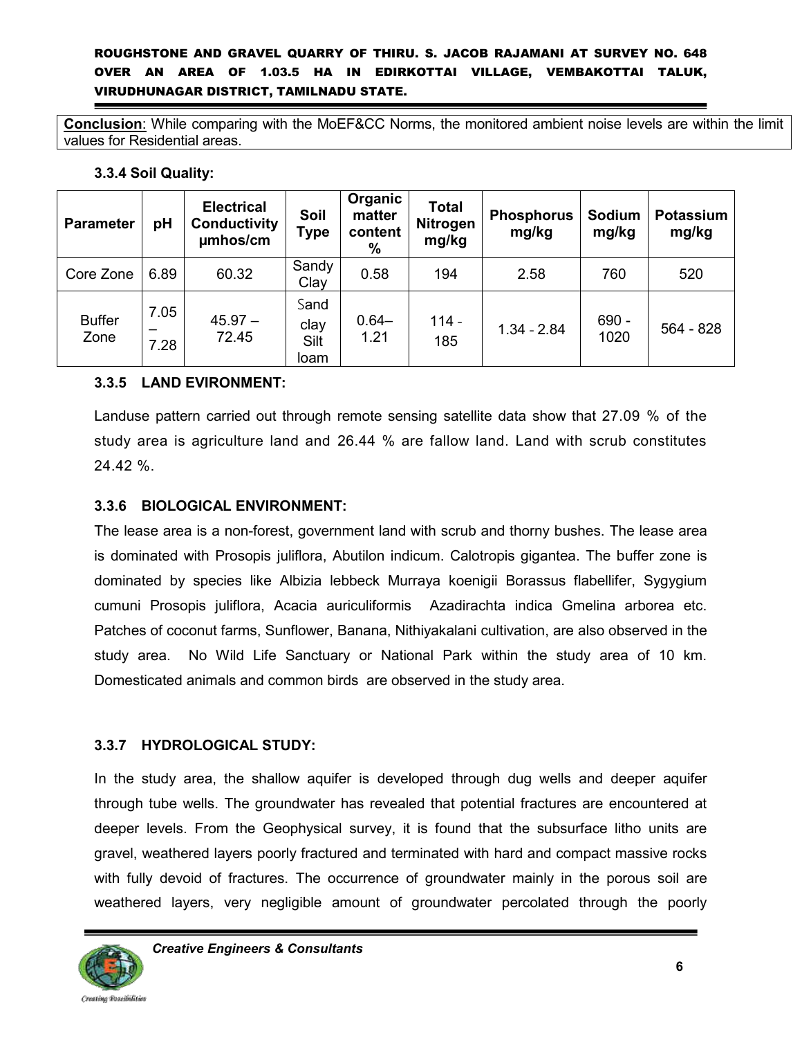**Conclusion**: While comparing with the MoEF&CC Norms, the monitored ambient noise levels are within the limit values for Residential areas.

### 3.3.4 Soil Quality:

| Parameter | pH | Electrical Conductivity µmhos/cm | Soil Type | Organic matter content % | Total Nitrogen mg/kg | Phosphorus mg/kg | Sodium mg/kg | Potassium mg/kg |
|---|---|---|---|---|---|---|---|---|
| Core Zone | 6.89 | 60.32 | Sandy Clay | 0.58 | 194 | 2.58 | 760 | 520 |
| Buffer Zone | 7.05 – 7.28 | 45.97 – 72.45 | Sand clay Silt loam | 0.64– 1.21 | 114 - 185 | 1.34 - 2.84 | 690 - 1020 | 564 - 828 |

### 3.3.5 LAND EVIRONMENT:

Landuse pattern carried out through remote sensing satellite data show that 27.09 % of the study area is agriculture land and 26.44 % are fallow land. Land with scrub constitutes 24.42 %.

### 3.3.6 BIOLOGICAL ENVIRONMENT:

The lease area is a non-forest, government land with scrub and thorny bushes. The lease area is dominated with Prosopis juliflora, Abutilon indicum. Calotropis gigantea. The buffer zone is dominated by species like Albizia lebbeck Murraya koenigii Borassus flabellifer, Sygygium cumuni Prosopis juliflora, Acacia auriculiformis Azadirachta indica Gmelina arborea etc. Patches of coconut farms, Sunflower, Banana, Nithiyakalani cultivation, are also observed in the study area. No Wild Life Sanctuary or National Park within the study area of 10 km. Domesticated animals and common birds are observed in the study area.

### 3.3.7 HYDROLOGICAL STUDY:

In the study area, the shallow aquifer is developed through dug wells and deeper aquifer through tube wells. The groundwater has revealed that potential fractures are encountered at deeper levels. From the Geophysical survey, it is found that the subsurface litho units are gravel, weathered layers poorly fractured and terminated with hard and compact massive rocks with fully devoid of fractures. The occurrence of groundwater mainly in the porous soil are weathered layers, very negligible amount of groundwater percolated through the poorly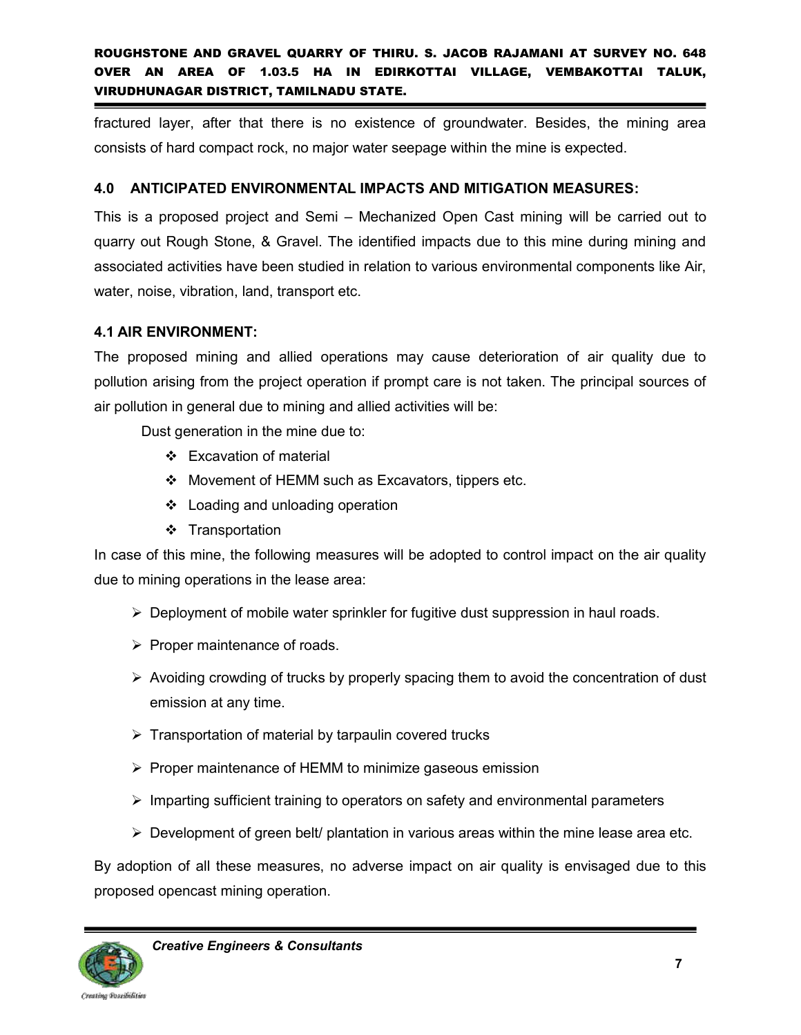fractured layer, after that there is no existence of groundwater. Besides, the mining area consists of hard compact rock, no major water seepage within the mine is expected.

## 4.0 ANTICIPATED ENVIRONMENTAL IMPACTS AND MITIGATION MEASURES:

This is a proposed project and Semi – Mechanized Open Cast mining will be carried out to quarry out Rough Stone, & Gravel. The identified impacts due to this mine during mining and associated activities have been studied in relation to various environmental components like Air, water, noise, vibration, land, transport etc.

### 4.1 AIR ENVIRONMENT:

The proposed mining and allied operations may cause deterioration of air quality due to pollution arising from the project operation if prompt care is not taken. The principal sources of air pollution in general due to mining and allied activities will be:

Dust generation in the mine due to:

- Excavation of material
- Movement of HEMM such as Excavators, tippers etc.
- Loading and unloading operation
- Transportation

In case of this mine, the following measures will be adopted to control impact on the air quality due to mining operations in the lease area:

- Deployment of mobile water sprinkler for fugitive dust suppression in haul roads.
- Proper maintenance of roads.
- Avoiding crowding of trucks by properly spacing them to avoid the concentration of dust emission at any time.
- Transportation of material by tarpaulin covered trucks
- Proper maintenance of HEMM to minimize gaseous emission
- Imparting sufficient training to operators on safety and environmental parameters
- Development of green belt/ plantation in various areas within the mine lease area etc.

By adoption of all these measures, no adverse impact on air quality is envisaged due to this proposed opencast mining operation.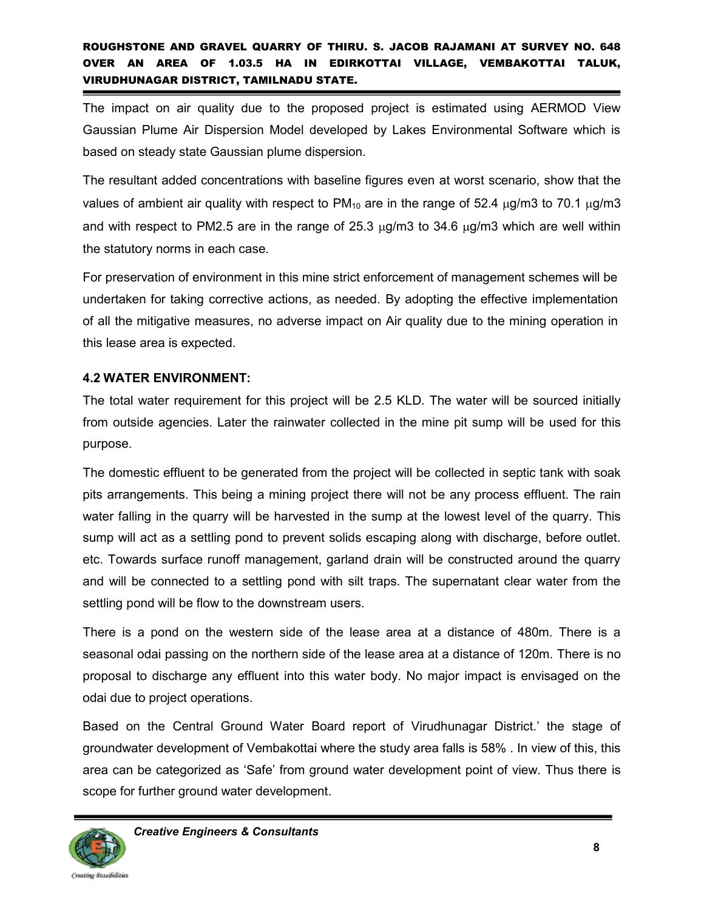The impact on air quality due to the proposed project is estimated using AERMOD View Gaussian Plume Air Dispersion Model developed by Lakes Environmental Software which is based on steady state Gaussian plume dispersion.

The resultant added concentrations with baseline figures even at worst scenario, show that the values of ambient air quality with respect to $PM_{10}$ are in the range of 52.4 $\mu$g/m3 to 70.1 $\mu$g/m3 and with respect to PM2.5 are in the range of 25.3 $\mu$g/m3 to 34.6 $\mu$g/m3 which are well within the statutory norms in each case.

For preservation of environment in this mine strict enforcement of management schemes will be undertaken for taking corrective actions, as needed. By adopting the effective implementation of all the mitigative measures, no adverse impact on Air quality due to the mining operation in this lease area is expected.

### 4.2 WATER ENVIRONMENT:

The total water requirement for this project will be 2.5 KLD. The water will be sourced initially from outside agencies. Later the rainwater collected in the mine pit sump will be used for this purpose.

The domestic effluent to be generated from the project will be collected in septic tank with soak pits arrangements. This being a mining project there will not be any process effluent. The rain water falling in the quarry will be harvested in the sump at the lowest level of the quarry. This sump will act as a settling pond to prevent solids escaping along with discharge, before outlet. etc. Towards surface runoff management, garland drain will be constructed around the quarry and will be connected to a settling pond with silt traps. The supernatant clear water from the settling pond will be flow to the downstream users.

There is a pond on the western side of the lease area at a distance of 480m. There is a seasonal odai passing on the northern side of the lease area at a distance of 120m. There is no proposal to discharge any effluent into this water body. No major impact is envisaged on the odai due to project operations.

Based on the Central Ground Water Board report of Virudhunagar District.' the stage of groundwater development of Vembakottai where the study area falls is 58% . In view of this, this area can be categorized as 'Safe' from ground water development point of view. Thus there is scope for further ground water development.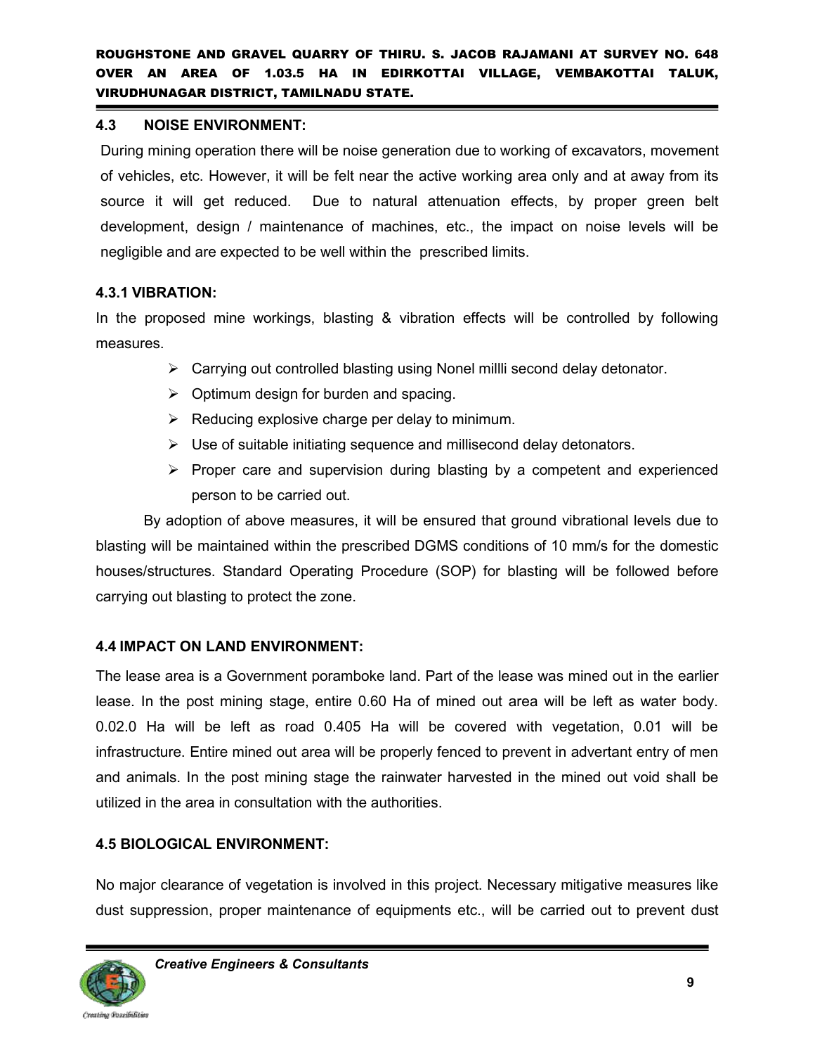## 4.3 NOISE ENVIRONMENT:

During mining operation there will be noise generation due to working of excavators, movement of vehicles, etc. However, it will be felt near the active working area only and at away from its source it will get reduced. Due to natural attenuation effects, by proper green belt development, design / maintenance of machines, etc., the impact on noise levels will be negligible and are expected to be well within the prescribed limits.

### 4.3.1 VIBRATION:

In the proposed mine workings, blasting & vibration effects will be controlled by following measures.

- Carrying out controlled blasting using Nonel millli second delay detonator.
- Optimum design for burden and spacing.
- Reducing explosive charge per delay to minimum.
- Use of suitable initiating sequence and millisecond delay detonators.
- Proper care and supervision during blasting by a competent and experienced person to be carried out.

By adoption of above measures, it will be ensured that ground vibrational levels due to blasting will be maintained within the prescribed DGMS conditions of 10 mm/s for the domestic houses/structures. Standard Operating Procedure (SOP) for blasting will be followed before carrying out blasting to protect the zone.

## 4.4 IMPACT ON LAND ENVIRONMENT:

The lease area is a Government poramboke land. Part of the lease was mined out in the earlier lease. In the post mining stage, entire 0.60 Ha of mined out area will be left as water body. 0.02.0 Ha will be left as road 0.405 Ha will be covered with vegetation, 0.01 will be infrastructure. Entire mined out area will be properly fenced to prevent in advertant entry of men and animals. In the post mining stage the rainwater harvested in the mined out void shall be utilized in the area in consultation with the authorities.

## 4.5 BIOLOGICAL ENVIRONMENT:

No major clearance of vegetation is involved in this project. Necessary mitigative measures like dust suppression, proper maintenance of equipments etc., will be carried out to prevent dust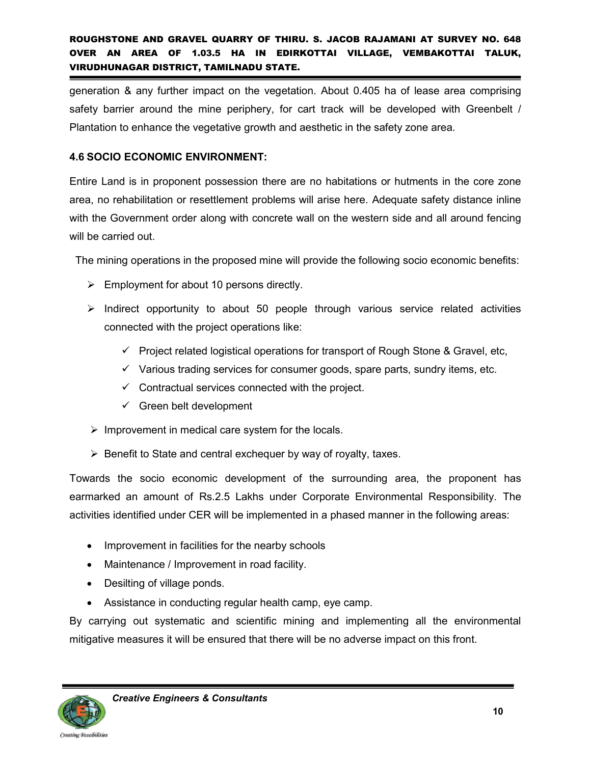generation & any further impact on the vegetation. About 0.405 ha of lease area comprising safety barrier around the mine periphery, for cart track will be developed with Greenbelt / Plantation to enhance the vegetative growth and aesthetic in the safety zone area.

**4.6 SOCIO ECONOMIC ENVIRONMENT:**

Entire Land is in proponent possession there are no habitations or hutments in the core zone area, no rehabilitation or resettlement problems will arise here. Adequate safety distance inline with the Government order along with concrete wall on the western side and all around fencing will be carried out.

The mining operations in the proposed mine will provide the following socio economic benefits:

- Employment for about 10 persons directly.
- Indirect opportunity to about 50 people through various service related activities connected with the project operations like:
  - ✓ Project related logistical operations for transport of Rough Stone & Gravel, etc,
  - ✓ Various trading services for consumer goods, spare parts, sundry items, etc.
  - ✓ Contractual services connected with the project.
  - ✓ Green belt development
- Improvement in medical care system for the locals.
- Benefit to State and central exchequer by way of royalty, taxes.

Towards the socio economic development of the surrounding area, the proponent has earmarked an amount of Rs.2.5 Lakhs under Corporate Environmental Responsibility. The activities identified under CER will be implemented in a phased manner in the following areas:

- Improvement in facilities for the nearby schools
- Maintenance / Improvement in road facility.
- Desilting of village ponds.
- Assistance in conducting regular health camp, eye camp.

By carrying out systematic and scientific mining and implementing all the environmental mitigative measures it will be ensured that there will be no adverse impact on this front.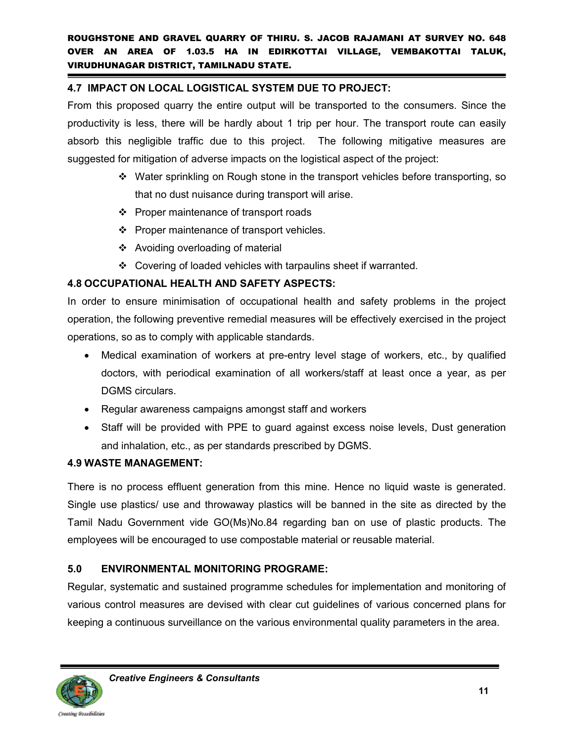## 4.7 IMPACT ON LOCAL LOGISTICAL SYSTEM DUE TO PROJECT:

From this proposed quarry the entire output will be transported to the consumers. Since the productivity is less, there will be hardly about 1 trip per hour. The transport route can easily absorb this negligible traffic due to this project. The following mitigative measures are suggested for mitigation of adverse impacts on the logistical aspect of the project:

- Water sprinkling on Rough stone in the transport vehicles before transporting, so that no dust nuisance during transport will arise.
- Proper maintenance of transport roads
- Proper maintenance of transport vehicles.
- Avoiding overloading of material
- Covering of loaded vehicles with tarpaulins sheet if warranted.

## 4.8 OCCUPATIONAL HEALTH AND SAFETY ASPECTS:

In order to ensure minimisation of occupational health and safety problems in the project operation, the following preventive remedial measures will be effectively exercised in the project operations, so as to comply with applicable standards.

- Medical examination of workers at pre-entry level stage of workers, etc., by qualified doctors, with periodical examination of all workers/staff at least once a year, as per DGMS circulars.
- Regular awareness campaigns amongst staff and workers
- Staff will be provided with PPE to guard against excess noise levels, Dust generation and inhalation, etc., as per standards prescribed by DGMS.

## 4.9 WASTE MANAGEMENT:

There is no process effluent generation from this mine. Hence no liquid waste is generated. Single use plastics/ use and throwaway plastics will be banned in the site as directed by the Tamil Nadu Government vide GO(Ms)No.84 regarding ban on use of plastic products. The employees will be encouraged to use compostable material or reusable material.

## 5.0 ENVIRONMENTAL MONITORING PROGRAME:

Regular, systematic and sustained programme schedules for implementation and monitoring of various control measures are devised with clear cut guidelines of various concerned plans for keeping a continuous surveillance on the various environmental quality parameters in the area.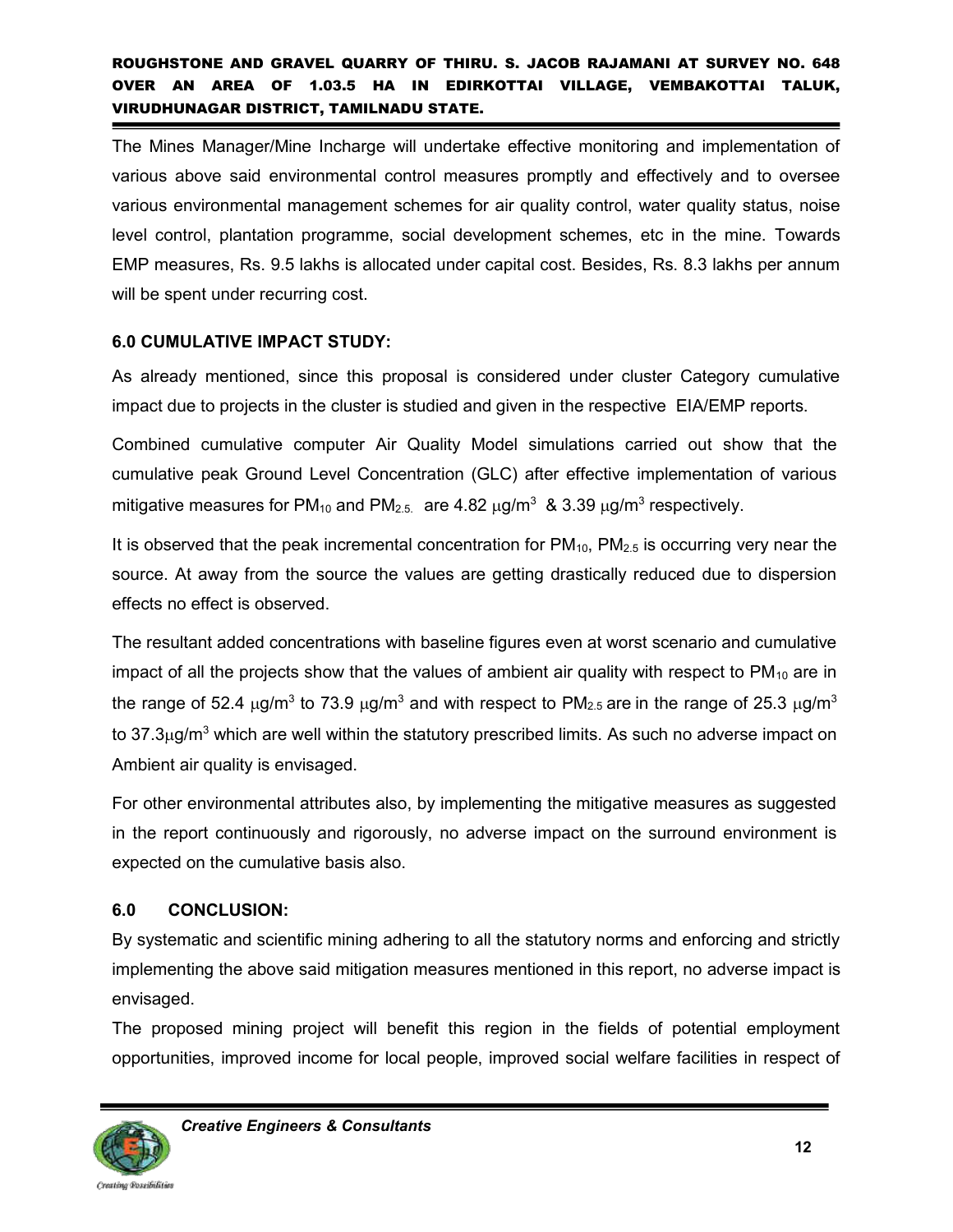The Mines Manager/Mine Incharge will undertake effective monitoring and implementation of various above said environmental control measures promptly and effectively and to oversee various environmental management schemes for air quality control, water quality status, noise level control, plantation programme, social development schemes, etc in the mine. Towards EMP measures, Rs. 9.5 lakhs is allocated under capital cost. Besides, Rs. 8.3 lakhs per annum will be spent under recurring cost.

### 6.0 CUMULATIVE IMPACT STUDY:

As already mentioned, since this proposal is considered under cluster Category cumulative impact due to projects in the cluster is studied and given in the respective EIA/EMP reports.

Combined cumulative computer Air Quality Model simulations carried out show that the cumulative peak Ground Level Concentration (GLC) after effective implementation of various mitigative measures for $PM_{10}$ and $PM_{2.5.}$ are 4.82 $\mu g/m^3$ & 3.39 $\mu g/m^3$ respectively.

It is observed that the peak incremental concentration for $PM_{10}$, $PM_{2.5}$ is occurring very near the source. At away from the source the values are getting drastically reduced due to dispersion effects no effect is observed.

The resultant added concentrations with baseline figures even at worst scenario and cumulative impact of all the projects show that the values of ambient air quality with respect to $PM_{10}$ are in the range of 52.4 $\mu g/m^3$ to 73.9 $\mu g/m^3$ and with respect to $PM_{2.5}$ are in the range of 25.3 $\mu g/m^3$ to 37.3$\mu g/m^3$ which are well within the statutory prescribed limits. As such no adverse impact on Ambient air quality is envisaged.

For other environmental attributes also, by implementing the mitigative measures as suggested in the report continuously and rigorously, no adverse impact on the surround environment is expected on the cumulative basis also.

### 6.0 CONCLUSION:

By systematic and scientific mining adhering to all the statutory norms and enforcing and strictly implementing the above said mitigation measures mentioned in this report, no adverse impact is envisaged.

The proposed mining project will benefit this region in the fields of potential employment opportunities, improved income for local people, improved social welfare facilities in respect of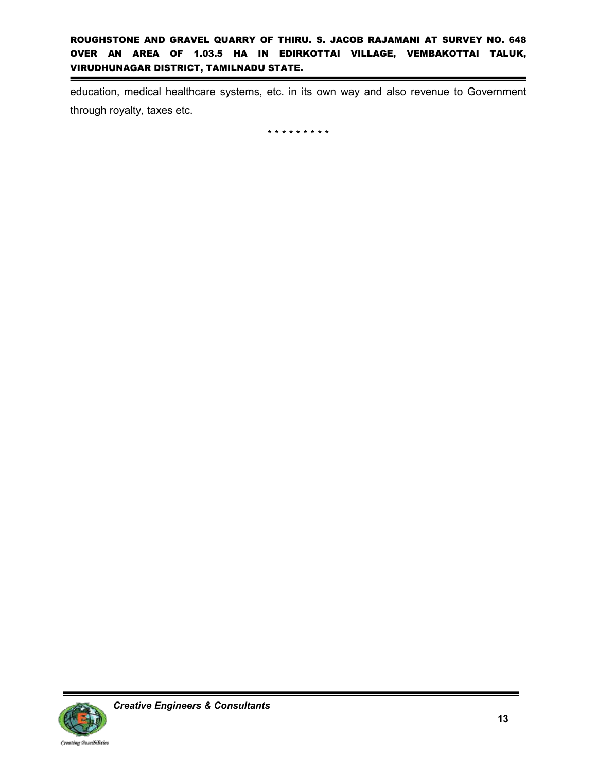education, medical healthcare systems, etc. in its own way and also revenue to Government through royalty, taxes etc.

* * * * * * * * *